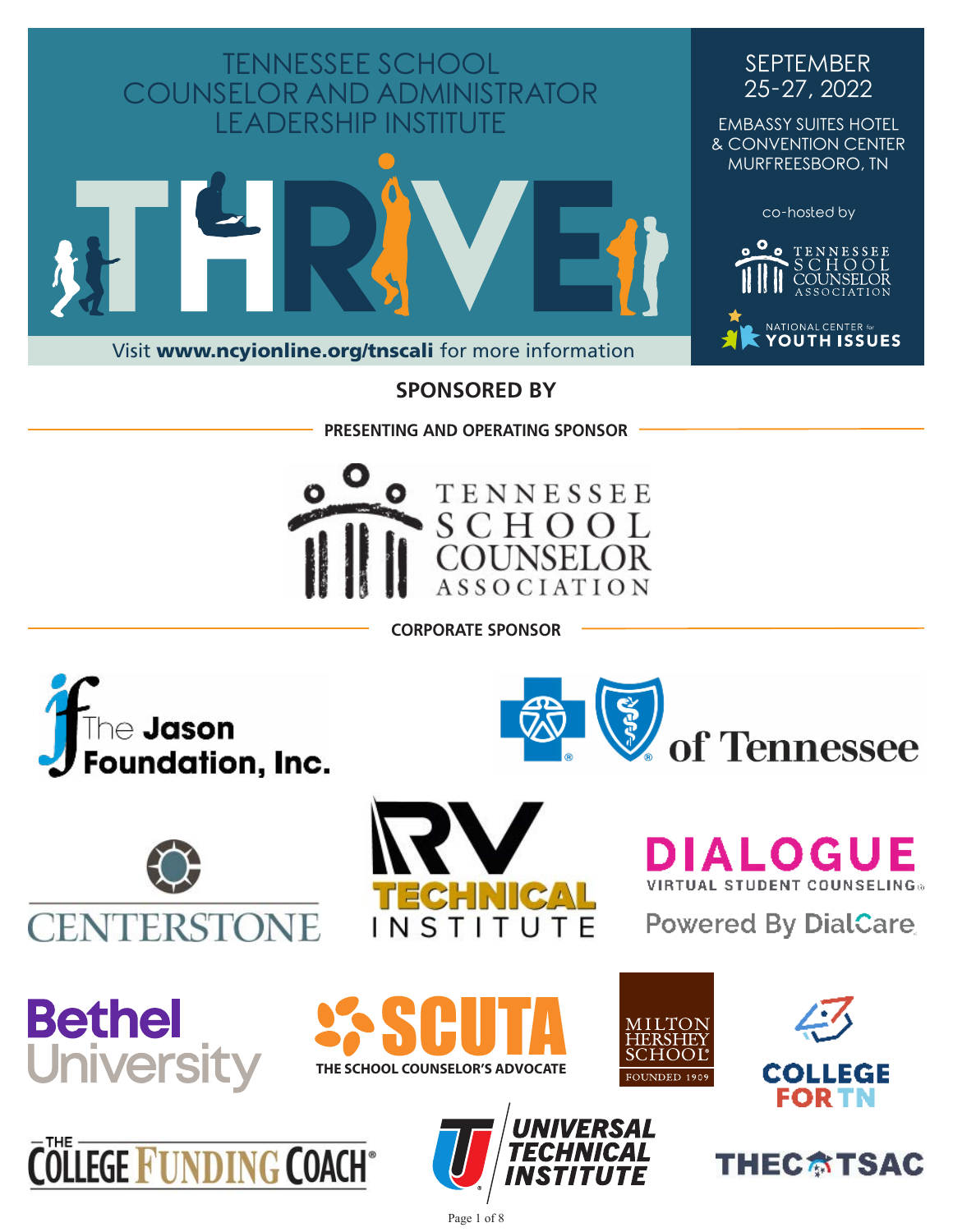# TENNESSEE SCHOOL COUNSELOR AND ADMINISTRATOR LEADERSHIP INSTITUTE

# THRIVE

Visit **www.ncyionline.org/tnscali** for more information

SEPTEMBER 25-27, 2022

EMBASSY SUITES HOTEL & CONVENTION CENTER
MURFREESBORO, TN

co-hosted by

TENNESSEE SCHOOL COUNSELOR ASSOCIATION

NATIONAL CENTER for YOUTH ISSUES

## SPONSORED BY

### PRESENTING AND OPERATING SPONSOR

TENNESSEE SCHOOL COUNSELOR ASSOCIATION

### CORPORATE SPONSOR

The Jason Foundation, Inc.

of Tennessee

CENTERSTONE

RV TECHNICAL INSTITUTE

DIALOGUE VIRTUAL STUDENT COUNSELING
Powered By DialCare

Bethel University

SCUTA
THE SCHOOL COUNSELOR'S ADVOCATE

MILTON HERSHEY SCHOOL
FOUNDED 1909

COLLEGE FOR TN

THE COLLEGE FUNDING COACH

UNIVERSAL TECHNICAL INSTITUTE

THEC TSAC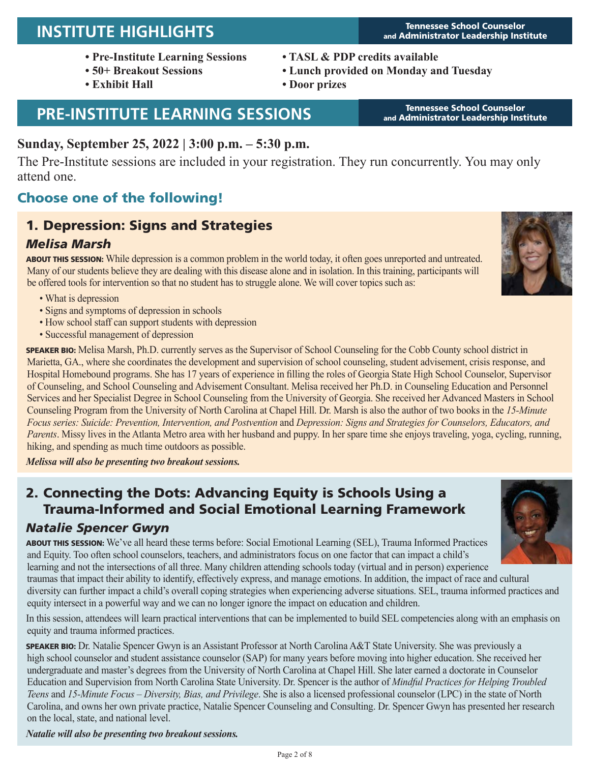## INSTITUTE HIGHLIGHTS

- **Pre-Institute Learning Sessions**
- **50+ Breakout Sessions**
- **Exhibit Hall**
- **TASL & PDP credits available**
- **Lunch provided on Monday and Tuesday**
- **Door prizes**

## PRE-INSTITUTE LEARNING SESSIONS

**Sunday, September 25, 2022 | 3:00 p.m. – 5:30 p.m.**

The Pre-Institute sessions are included in your registration. They run concurrently. You may only attend one.

### Choose one of the following!

### 1. Depression: Signs and Strategies

#### *Melisa Marsh*

**ABOUT THIS SESSION:** While depression is a common problem in the world today, it often goes unreported and untreated. Many of our students believe they are dealing with this disease alone and in isolation. In this training, participants will be offered tools for intervention so that no student has to struggle alone. We will cover topics such as:

- What is depression
- Signs and symptoms of depression in schools
- How school staff can support students with depression
- Successful management of depression

**SPEAKER BIO:** Melisa Marsh, Ph.D. currently serves as the Supervisor of School Counseling for the Cobb County school district in Marietta, GA., where she coordinates the development and supervision of school counseling, student advisement, crisis response, and Hospital Homebound programs. She has 17 years of experience in filling the roles of Georgia State High School Counselor, Supervisor of Counseling, and School Counseling and Advisement Consultant. Melisa received her Ph.D. in Counseling Education and Personnel Services and her Specialist Degree in School Counseling from the University of Georgia. She received her Advanced Masters in School Counseling Program from the University of North Carolina at Chapel Hill. Dr. Marsh is also the author of two books in the *15-Minute Focus series: Suicide: Prevention, Intervention, and Postvention* and *Depression: Signs and Strategies for Counselors, Educators, and Parents*. Missy lives in the Atlanta Metro area with her husband and puppy. In her spare time she enjoys traveling, yoga, cycling, running, hiking, and spending as much time outdoors as possible.

***Melissa will also be presenting two breakout sessions.***

### 2. Connecting the Dots: Advancing Equity is Schools Using a Trauma-Informed and Social Emotional Learning Framework

#### *Natalie Spencer Gwyn*

**ABOUT THIS SESSION:** We've all heard these terms before: Social Emotional Learning (SEL), Trauma Informed Practices and Equity. Too often school counselors, teachers, and administrators focus on one factor that can impact a child's learning and not the intersections of all three. Many children attending schools today (virtual and in person) experience traumas that impact their ability to identify, effectively express, and manage emotions. In addition, the impact of race and cultural diversity can further impact a child's overall coping strategies when experiencing adverse situations. SEL, trauma informed practices and equity intersect in a powerful way and we can no longer ignore the impact on education and children.

In this session, attendees will learn practical interventions that can be implemented to build SEL competencies along with an emphasis on equity and trauma informed practices.

**SPEAKER BIO:** Dr. Natalie Spencer Gwyn is an Assistant Professor at North Carolina A&T State University. She was previously a high school counselor and student assistance counselor (SAP) for many years before moving into higher education. She received her undergraduate and master's degrees from the University of North Carolina at Chapel Hill. She later earned a doctorate in Counselor Education and Supervision from North Carolina State University. Dr. Spencer is the author of *Mindful Practices for Helping Troubled Teens* and *15-Minute Focus – Diversity, Bias, and Privilege*. She is also a licensed professional counselor (LPC) in the state of North Carolina, and owns her own private practice, Natalie Spencer Counseling and Consulting. Dr. Spencer Gwyn has presented her research on the local, state, and national level.

***Natalie will also be presenting two breakout sessions.***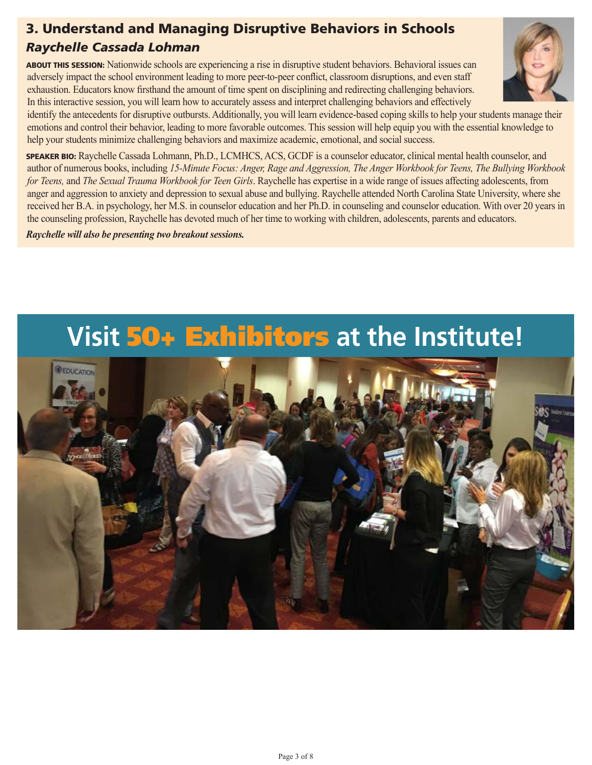## 3. Understand and Managing Disruptive Behaviors in Schools

### *Raychelle Cassada Lohman*

**ABOUT THIS SESSION:** Nationwide schools are experiencing a rise in disruptive student behaviors. Behavioral issues can adversely impact the school environment leading to more peer-to-peer conflict, classroom disruptions, and even staff exhaustion. Educators know firsthand the amount of time spent on disciplining and redirecting challenging behaviors. In this interactive session, you will learn how to accurately assess and interpret challenging behaviors and effectively identify the antecedents for disruptive outbursts. Additionally, you will learn evidence-based coping skills to help your students manage their emotions and control their behavior, leading to more favorable outcomes. This session will help equip you with the essential knowledge to help your students minimize challenging behaviors and maximize academic, emotional, and social success.

**SPEAKER BIO:** Raychelle Cassada Lohmann, Ph.D., LCMHCS, ACS, GCDF is a counselor educator, clinical mental health counselor, and author of numerous books, including *15-Minute Focus: Anger, Rage and Aggression, The Anger Workbook for Teens, The Bullying Workbook for Teens,* and *The Sexual Trauma Workbook for Teen Girls*. Raychelle has expertise in a wide range of issues affecting adolescents, from anger and aggression to anxiety and depression to sexual abuse and bullying. Raychelle attended North Carolina State University, where she received her B.A. in psychology, her M.S. in counselor education and her Ph.D. in counseling and counselor education. With over 20 years in the counseling profession, Raychelle has devoted much of her time to working with children, adolescents, parents and educators.

***Raychelle will also be presenting two breakout sessions.***

# Visit 50+ Exhibitors at the Institute!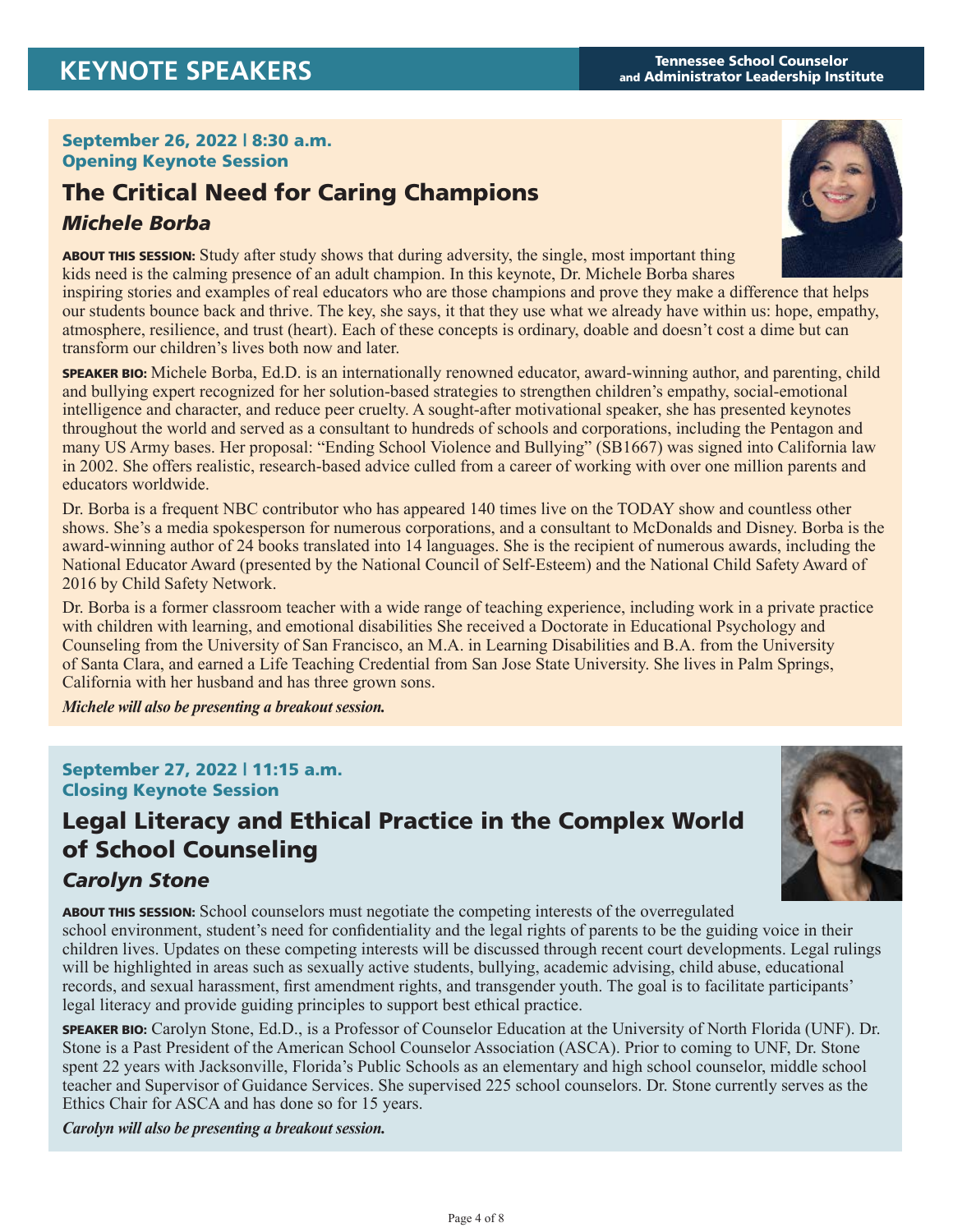# KEYNOTE SPEAKERS

**September 26, 2022 | 8:30 a.m.**
**Opening Keynote Session**

## The Critical Need for Caring Champions

### *Michele Borba*

**ABOUT THIS SESSION:** Study after study shows that during adversity, the single, most important thing kids need is the calming presence of an adult champion. In this keynote, Dr. Michele Borba shares inspiring stories and examples of real educators who are those champions and prove they make a difference that helps our students bounce back and thrive. The key, she says, it that they use what we already have within us: hope, empathy, atmosphere, resilience, and trust (heart). Each of these concepts is ordinary, doable and doesn't cost a dime but can transform our children's lives both now and later.

**SPEAKER BIO:** Michele Borba, Ed.D. is an internationally renowned educator, award-winning author, and parenting, child and bullying expert recognized for her solution-based strategies to strengthen children's empathy, social-emotional intelligence and character, and reduce peer cruelty. A sought-after motivational speaker, she has presented keynotes throughout the world and served as a consultant to hundreds of schools and corporations, including the Pentagon and many US Army bases. Her proposal: "Ending School Violence and Bullying" (SB1667) was signed into California law in 2002. She offers realistic, research-based advice culled from a career of working with over one million parents and educators worldwide.

Dr. Borba is a frequent NBC contributor who has appeared 140 times live on the TODAY show and countless other shows. She's a media spokesperson for numerous corporations, and a consultant to McDonalds and Disney. Borba is the award-winning author of 24 books translated into 14 languages. She is the recipient of numerous awards, including the National Educator Award (presented by the National Council of Self-Esteem) and the National Child Safety Award of 2016 by Child Safety Network.

Dr. Borba is a former classroom teacher with a wide range of teaching experience, including work in a private practice with children with learning, and emotional disabilities She received a Doctorate in Educational Psychology and Counseling from the University of San Francisco, an M.A. in Learning Disabilities and B.A. from the University of Santa Clara, and earned a Life Teaching Credential from San Jose State University. She lives in Palm Springs, California with her husband and has three grown sons.

***Michele will also be presenting a breakout session.***

**September 27, 2022 | 11:15 a.m.**
**Closing Keynote Session**

## Legal Literacy and Ethical Practice in the Complex World of School Counseling

### *Carolyn Stone*

**ABOUT THIS SESSION:** School counselors must negotiate the competing interests of the overregulated school environment, student's need for confidentiality and the legal rights of parents to be the guiding voice in their children lives. Updates on these competing interests will be discussed through recent court developments. Legal rulings will be highlighted in areas such as sexually active students, bullying, academic advising, child abuse, educational records, and sexual harassment, first amendment rights, and transgender youth. The goal is to facilitate participants' legal literacy and provide guiding principles to support best ethical practice.

**SPEAKER BIO:** Carolyn Stone, Ed.D., is a Professor of Counselor Education at the University of North Florida (UNF). Dr. Stone is a Past President of the American School Counselor Association (ASCA). Prior to coming to UNF, Dr. Stone spent 22 years with Jacksonville, Florida's Public Schools as an elementary and high school counselor, middle school teacher and Supervisor of Guidance Services. She supervised 225 school counselors. Dr. Stone currently serves as the Ethics Chair for ASCA and has done so for 15 years.

***Carolyn will also be presenting a breakout session.***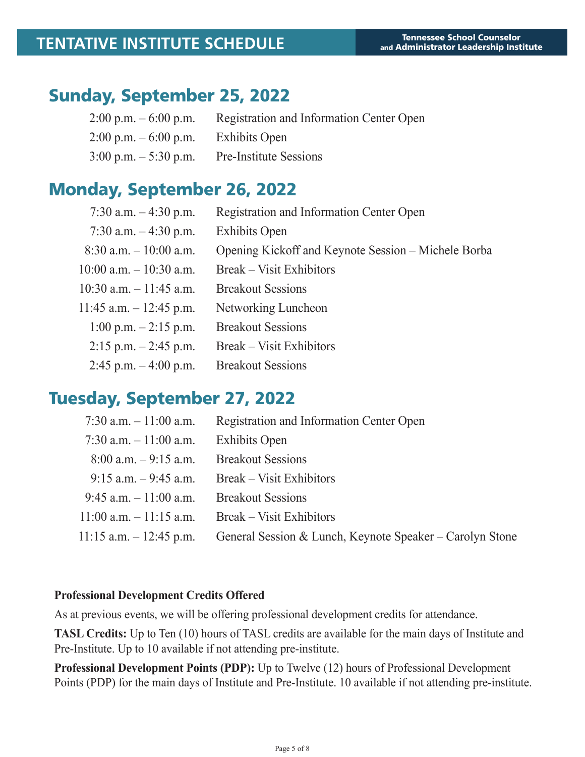# TENTATIVE INSTITUTE SCHEDULE

**Tennessee School Counselor and Administrator Leadership Institute**

## Sunday, September 25, 2022

| | |
|---|---|
| 2:00 p.m. – 6:00 p.m. | Registration and Information Center Open |
| 2:00 p.m. – 6:00 p.m. | Exhibits Open |
| 3:00 p.m. – 5:30 p.m. | Pre-Institute Sessions |

## Monday, September 26, 2022

| | |
|---|---|
| 7:30 a.m. – 4:30 p.m. | Registration and Information Center Open |
| 7:30 a.m. – 4:30 p.m. | Exhibits Open |
| 8:30 a.m. – 10:00 a.m. | Opening Kickoff and Keynote Session – Michele Borba |
| 10:00 a.m. – 10:30 a.m. | Break – Visit Exhibitors |
| 10:30 a.m. – 11:45 a.m. | Breakout Sessions |
| 11:45 a.m. – 12:45 p.m. | Networking Luncheon |
| 1:00 p.m. – 2:15 p.m. | Breakout Sessions |
| 2:15 p.m. – 2:45 p.m. | Break – Visit Exhibitors |
| 2:45 p.m. – 4:00 p.m. | Breakout Sessions |

## Tuesday, September 27, 2022

| | |
|---|---|
| 7:30 a.m. – 11:00 a.m. | Registration and Information Center Open |
| 7:30 a.m. – 11:00 a.m. | Exhibits Open |
| 8:00 a.m. – 9:15 a.m. | Breakout Sessions |
| 9:15 a.m. – 9:45 a.m. | Break – Visit Exhibitors |
| 9:45 a.m. – 11:00 a.m. | Breakout Sessions |
| 11:00 a.m. – 11:15 a.m. | Break – Visit Exhibitors |
| 11:15 a.m. – 12:45 p.m. | General Session & Lunch, Keynote Speaker – Carolyn Stone |

**Professional Development Credits Offered**

As at previous events, we will be offering professional development credits for attendance.

**TASL Credits:** Up to Ten (10) hours of TASL credits are available for the main days of Institute and Pre-Institute. Up to 10 available if not attending pre-institute.

**Professional Development Points (PDP):** Up to Twelve (12) hours of Professional Development Points (PDP) for the main days of Institute and Pre-Institute. 10 available if not attending pre-institute.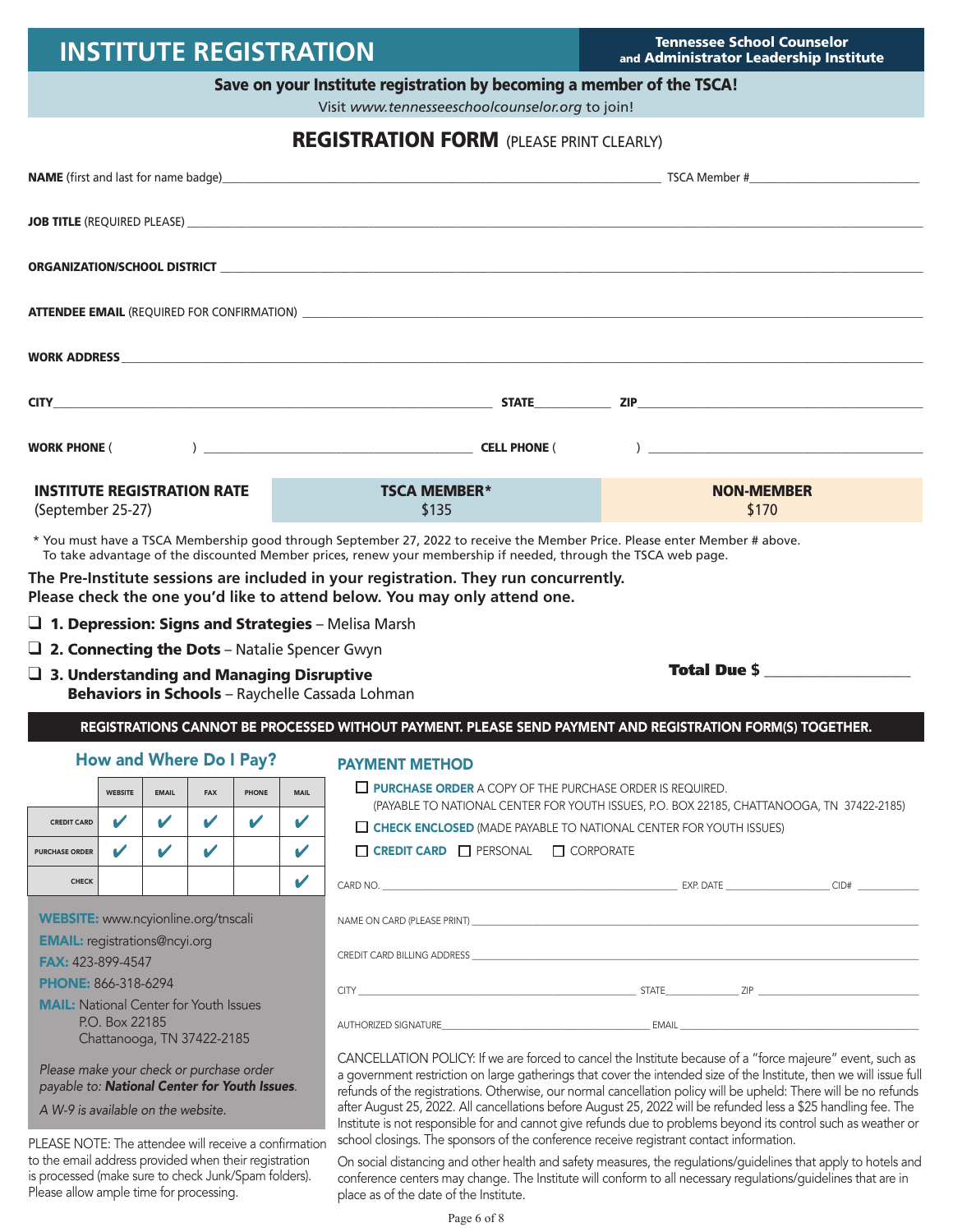# INSTITUTE REGISTRATION

**Tennessee School Counselor and Administrator Leadership Institute**

**Save on your Institute registration by becoming a member of the TSCA!**

Visit *www.tennesseeschoolcounselor.org* to join!

## REGISTRATION FORM (PLEASE PRINT CLEARLY)

**NAME** (first and last for name badge)______________________________ TSCA Member #______________

**JOB TITLE** (REQUIRED PLEASE) ______________________________

**ORGANIZATION/SCHOOL DISTRICT** ______________________________

**ATTENDEE EMAIL** (REQUIRED FOR CONFIRMATION) ______________________________

**WORK ADDRESS** ______________________________

**CITY**______________________________ **STATE**__________ **ZIP**______________

**WORK PHONE** (          ) ______________________ **CELL PHONE** (          ) ______________________

| INSTITUTE REGISTRATION RATE (September 25-27) | TSCA MEMBER* | NON-MEMBER |
|---|---|---|
| | $135 | $170 |

\* You must have a TSCA Membership good through September 27, 2022 to receive the Member Price. Please enter Member # above. To take advantage of the discounted Member prices, renew your membership if needed, through the TSCA web page.

**The Pre-Institute sessions are included in your registration. They run concurrently. Please check the one you'd like to attend below. You may only attend one.**

- ☐ **1. Depression: Signs and Strategies** – Melisa Marsh
- ☐ **2. Connecting the Dots** – Natalie Spencer Gwyn
- ☐ **3. Understanding and Managing Disruptive Behaviors in Schools** – Raychelle Cassada Lohman

**Total Due $** ______________

**REGISTRATIONS CANNOT BE PROCESSED WITHOUT PAYMENT. PLEASE SEND PAYMENT AND REGISTRATION FORM(S) TOGETHER.**

### How and Where Do I Pay?

| | WEBSITE | EMAIL | FAX | PHONE | MAIL |
|---|---|---|---|---|---|
| CREDIT CARD | ✔ | ✔ | ✔ | ✔ | ✔ |
| PURCHASE ORDER | ✔ | ✔ | ✔ | | ✔ |
| CHECK | | | | | ✔ |

**WEBSITE:** www.ncyionline.org/tnscali

**EMAIL:** registrations@ncyi.org

**FAX:** 423-899-4547

**PHONE:** 866-318-6294

**MAIL:** National Center for Youth Issues
P.O. Box 22185
Chattanooga, TN 37422-2185

*Please make your check or purchase order payable to:* ***National Center for Youth Issues****.*

*A W-9 is available on the website.*

PLEASE NOTE: The attendee will receive a confirmation to the email address provided when their registration is processed (make sure to check Junk/Spam folders). Please allow ample time for processing.

### PAYMENT METHOD

☐ **PURCHASE ORDER** A COPY OF THE PURCHASE ORDER IS REQUIRED.
(PAYABLE TO NATIONAL CENTER FOR YOUTH ISSUES, P.O. BOX 22185, CHATTANOOGA, TN 37422-2185)

☐ **CHECK ENCLOSED** (MADE PAYABLE TO NATIONAL CENTER FOR YOUTH ISSUES)

☐ **CREDIT CARD** ☐ PERSONAL ☐ CORPORATE

CARD NO. ______________________________ EXP. DATE ______________ CID# __________

NAME ON CARD (PLEASE PRINT) ______________________________

CREDIT CARD BILLING ADDRESS ______________________________

CITY ______________________________ STATE__________ ZIP ______________

AUTHORIZED SIGNATURE______________________________ EMAIL ______________________________

CANCELLATION POLICY: If we are forced to cancel the Institute because of a "force majeure" event, such as a government restriction on large gatherings that cover the intended size of the Institute, then we will issue full refunds of the registrations. Otherwise, our normal cancellation policy will be upheld: There will be no refunds after August 25, 2022. All cancellations before August 25, 2022 will be refunded less a $25 handling fee. The Institute is not responsible for and cannot give refunds due to problems beyond its control such as weather or school closings. The sponsors of the conference receive registrant contact information.

On social distancing and other health and safety measures, the regulations/guidelines that apply to hotels and conference centers may change. The Institute will conform to all necessary regulations/guidelines that are in place as of the date of the Institute.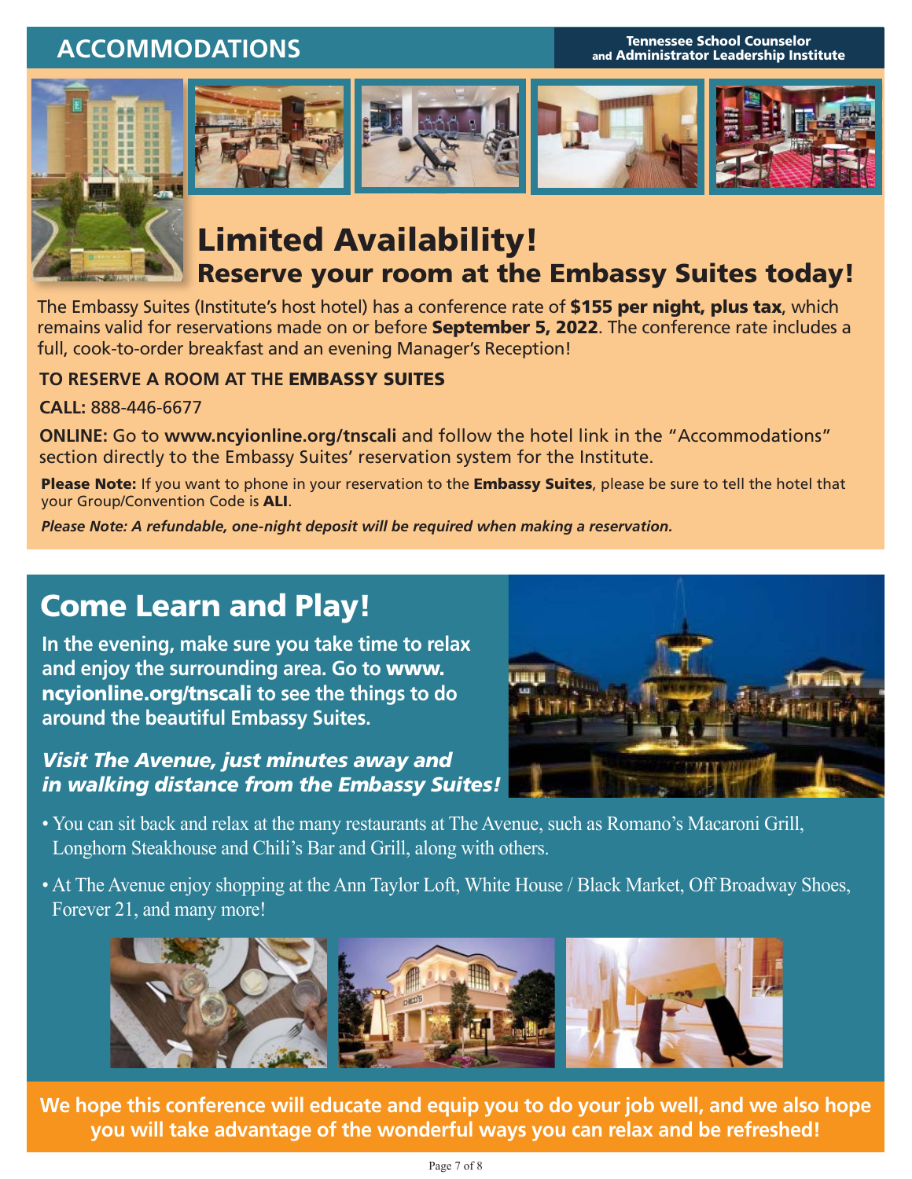# ACCOMMODATIONS

## Limited Availability!

### Reserve your room at the Embassy Suites today!

The Embassy Suites (Institute's host hotel) has a conference rate of **$155 per night, plus tax**, which remains valid for reservations made on or before **September 5, 2022**. The conference rate includes a full, cook-to-order breakfast and an evening Manager's Reception!

**TO RESERVE A ROOM AT THE EMBASSY SUITES**

**CALL:** 888-446-6677

**ONLINE:** Go to **www.ncyionline.org/tnscali** and follow the hotel link in the "Accommodations" section directly to the Embassy Suites' reservation system for the Institute.

**Please Note:** If you want to phone in your reservation to the **Embassy Suites**, please be sure to tell the hotel that your Group/Convention Code is **ALI**.

***Please Note: A refundable, one-night deposit will be required when making a reservation.***

## Come Learn and Play!

**In the evening, make sure you take time to relax and enjoy the surrounding area. Go to www.ncyionline.org/tnscali to see the things to do around the beautiful Embassy Suites.**

***Visit The Avenue, just minutes away and in walking distance from the Embassy Suites!***

- You can sit back and relax at the many restaurants at The Avenue, such as Romano's Macaroni Grill, Longhorn Steakhouse and Chili's Bar and Grill, along with others.
- At The Avenue enjoy shopping at the Ann Taylor Loft, White House / Black Market, Off Broadway Shoes, Forever 21, and many more!

**We hope this conference will educate and equip you to do your job well, and we also hope you will take advantage of the wonderful ways you can relax and be refreshed!**